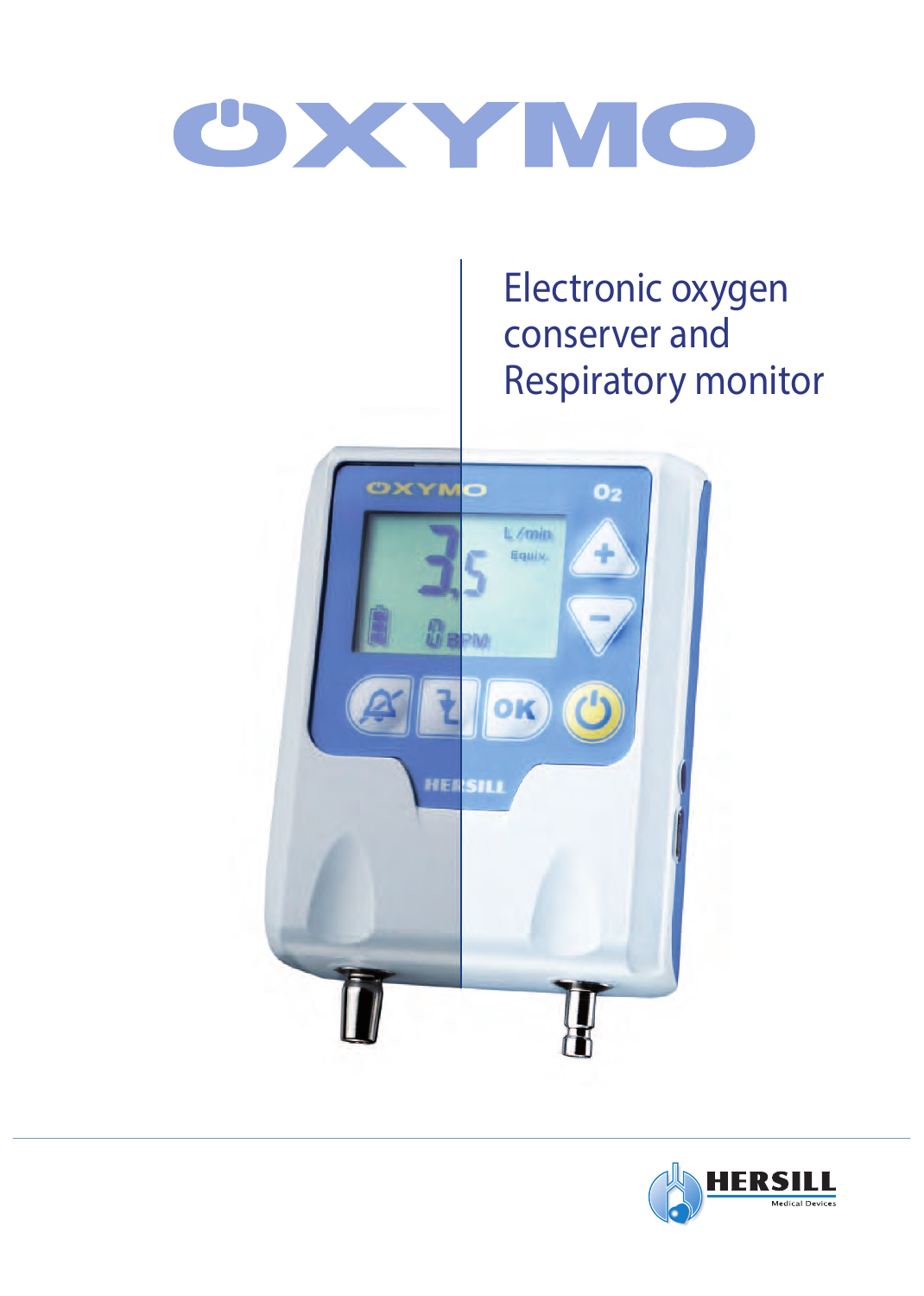# OXYMO

Electronic oxygen conserver and Respiratory monitor

HERSILL Medical Devices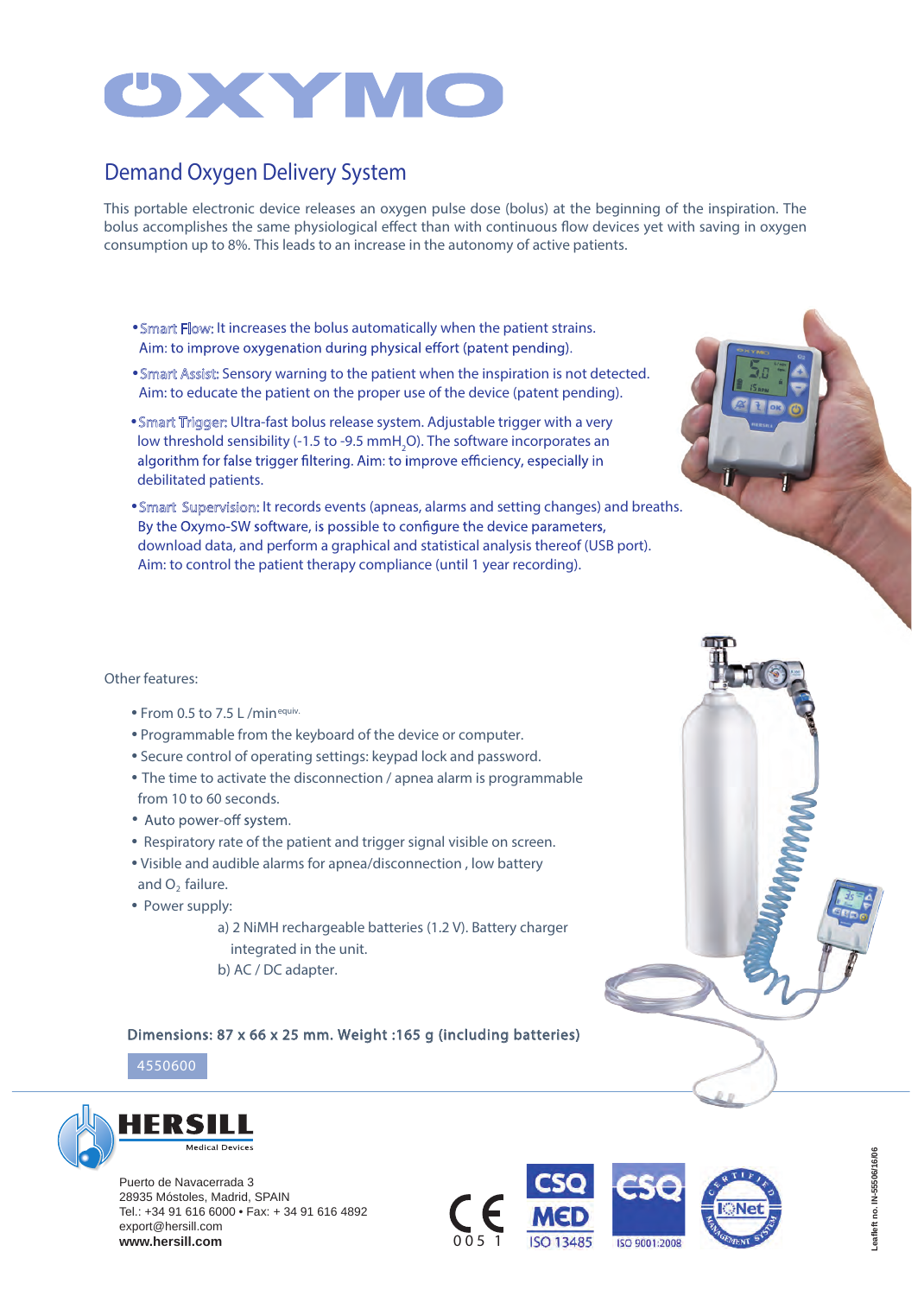# OXYMO

## Demand Oxygen Delivery System

This portable electronic device releases an oxygen pulse dose (bolus) at the beginning of the inspiration. The bolus accomplishes the same physiological effect than with continuous flow devices yet with saving in oxygen consumption up to 8%. This leads to an increase in the autonomy of active patients.

- Smart Flow: It increases the bolus automatically when the patient strains. Aim: to improve oxygenation during physical effort (patent pending).
- Smart Assist: Sensory warning to the patient when the inspiration is not detected. Aim: to educate the patient on the proper use of the device (patent pending).
- Smart Trigger: Ultra-fast bolus release system. Adjustable trigger with a very low threshold sensibility (-1.5 to -9.5 $mmH_2O$). The software incorporates an algorithm for false trigger filtering. Aim: to improve efficiency, especially in debilitated patients.
- Smart Supervision: It records events (apneas, alarms and setting changes) and breaths. By the Oxymo-SW software, is possible to configure the device parameters, download data, and perform a graphical and statistical analysis thereof (USB port). Aim: to control the patient therapy compliance (until 1 year recording).

Other features:

- From 0.5 to 7.5 L /min$^{equiv.}$
- Programmable from the keyboard of the device or computer.
- Secure control of operating settings: keypad lock and password.
- The time to activate the disconnection / apnea alarm is programmable from 10 to 60 seconds.
- Auto power-off system.
- Respiratory rate of the patient and trigger signal visible on screen.
- Visible and audible alarms for apnea/disconnection , low battery and $O_2$ failure.
- Power supply:
  - a) 2 NiMH rechargeable batteries (1.2 V). Battery charger integrated in the unit.
  - b) AC / DC adapter.

**Dimensions: 87 x 66 x 25 mm. Weight :165 g (including batteries)**

4550600

**HERSILL**
Medical Devices

Puerto de Navacerrada 3
28935 Móstoles, Madrid, SPAIN
Tel.: +34 91 616 6000 • Fax: + 34 91 616 4892
export@hersill.com
**www.hersill.com**

CE 0051

CSQ MED ISO 13485

CSQ ISO 9001:2008

IQNet Certified Management System

Leaflet no. IN-55506/18/06